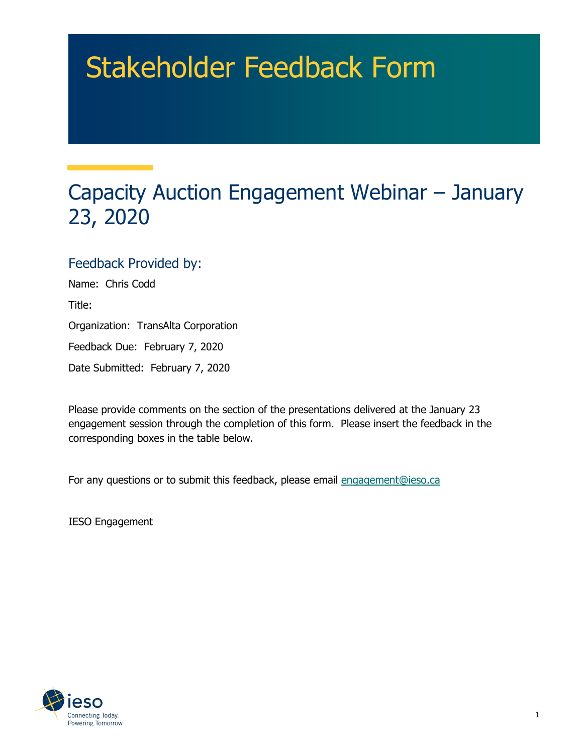# Stakeholder Feedback Form

## Capacity Auction Engagement Webinar – January 23, 2020

### Feedback Provided by:

Name: Chris Codd

Title:

Organization: TransAlta Corporation

Feedback Due: February 7, 2020

Date Submitted: February 7, 2020

Please provide comments on the section of the presentations delivered at the January 23 engagement session through the completion of this form. Please insert the feedback in the corresponding boxes in the table below.

For any questions or to submit this feedback, please email engagement@ieso.ca

IESO Engagement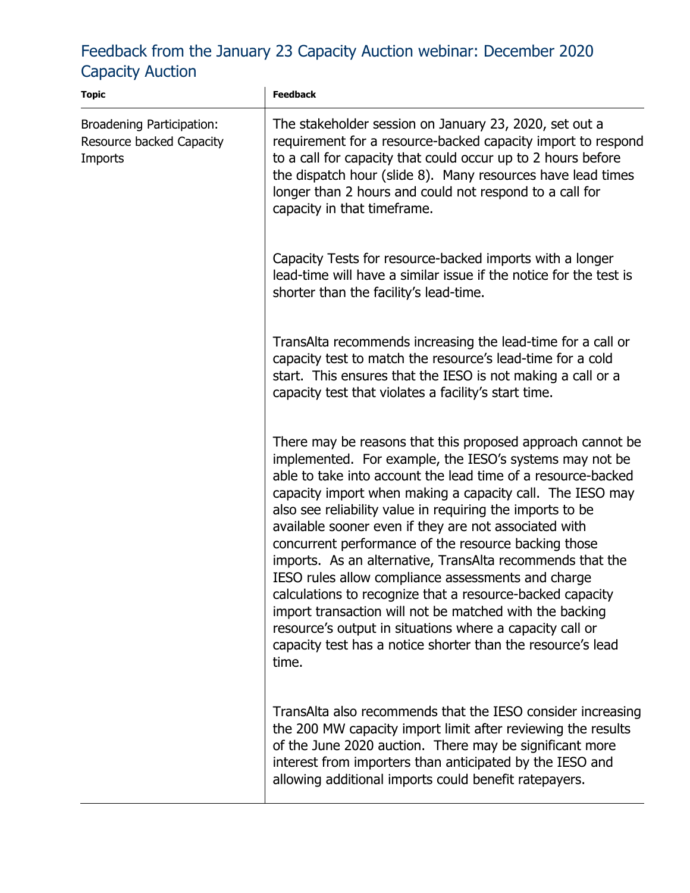## Feedback from the January 23 Capacity Auction webinar: December 2020 Capacity Auction

| Topic | Feedback |
| --- | --- |
| Broadening Participation: Resource backed Capacity Imports | The stakeholder session on January 23, 2020, set out a requirement for a resource-backed capacity import to respond to a call for capacity that could occur up to 2 hours before the dispatch hour (slide 8). Many resources have lead times longer than 2 hours and could not respond to a call for capacity in that timeframe.<br><br>Capacity Tests for resource-backed imports with a longer lead-time will have a similar issue if the notice for the test is shorter than the facility's lead-time.<br><br>TransAlta recommends increasing the lead-time for a call or capacity test to match the resource's lead-time for a cold start. This ensures that the IESO is not making a call or a capacity test that violates a facility's start time.<br><br>There may be reasons that this proposed approach cannot be implemented. For example, the IESO's systems may not be able to take into account the lead time of a resource-backed capacity import when making a capacity call. The IESO may also see reliability value in requiring the imports to be available sooner even if they are not associated with concurrent performance of the resource backing those imports. As an alternative, TransAlta recommends that the IESO rules allow compliance assessments and charge calculations to recognize that a resource-backed capacity import transaction will not be matched with the backing resource's output in situations where a capacity call or capacity test has a notice shorter than the resource's lead time.<br><br>TransAlta also recommends that the IESO consider increasing the 200 MW capacity import limit after reviewing the results of the June 2020 auction. There may be significant more interest from importers than anticipated by the IESO and allowing additional imports could benefit ratepayers. |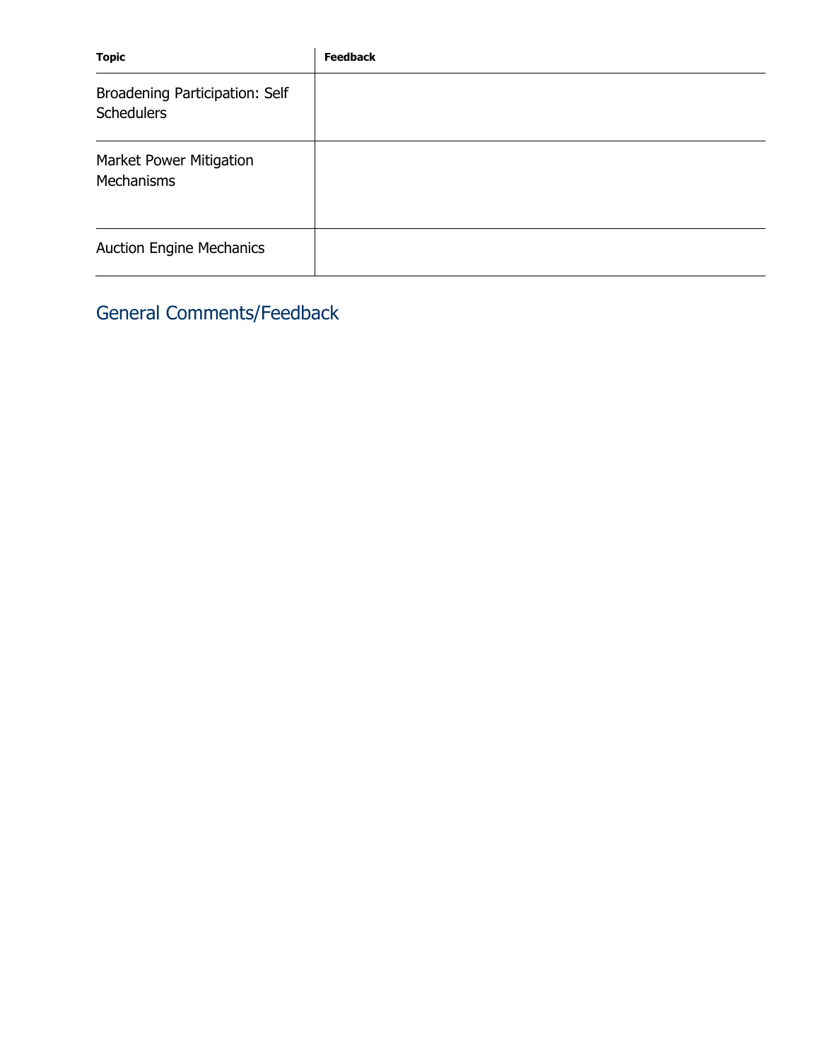| Topic | Feedback |
| --- | --- |
| Broadening Participation: Self Schedulers | |
| Market Power Mitigation Mechanisms | |
| Auction Engine Mechanics | |

## General Comments/Feedback